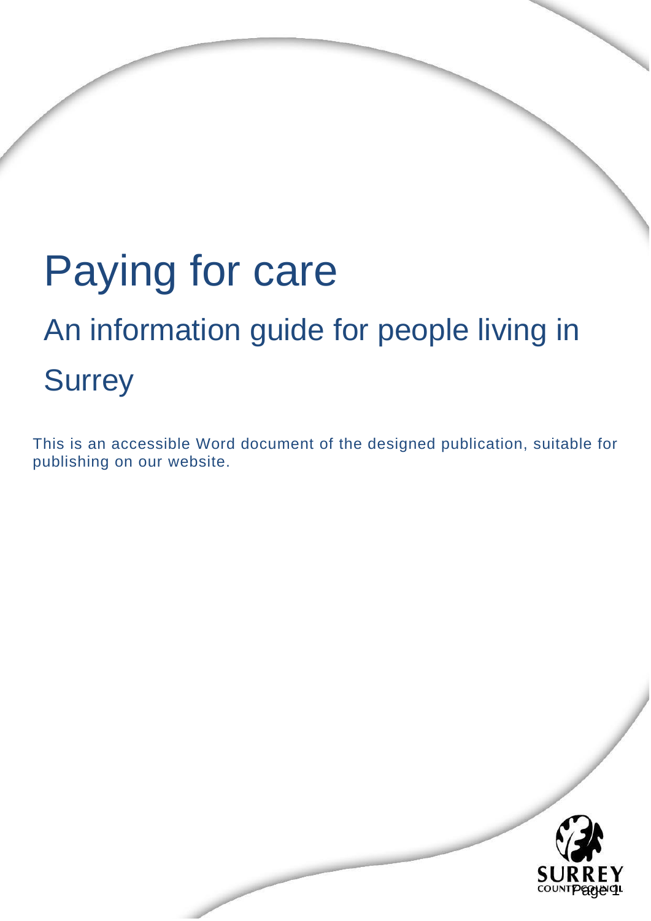# Paying for care

## An information guide for people living in Surrey

This is an accessible Word document of the designed publication, suitable for publishing on our website.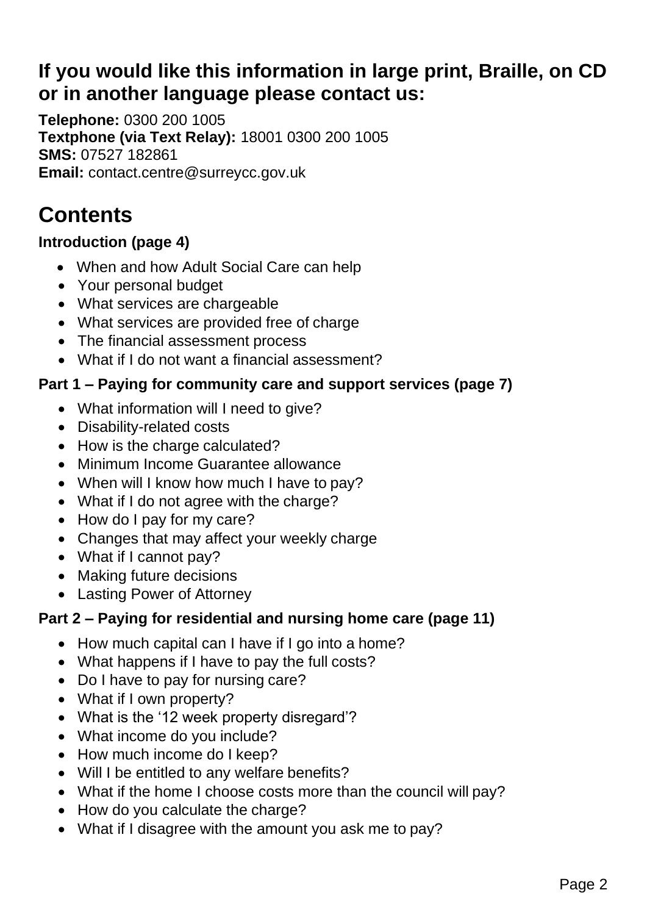## If you would like this information in large print, Braille, on CD or in another language please contact us:

**Telephone:** 0300 200 1005
**Textphone (via Text Relay):** 18001 0300 200 1005
**SMS:** 07527 182861
**Email:** contact.centre@surreycc.gov.uk

# Contents

**Introduction (page 4)**

- When and how Adult Social Care can help
- Your personal budget
- What services are chargeable
- What services are provided free of charge
- The financial assessment process
- What if I do not want a financial assessment?

**Part 1 – Paying for community care and support services (page 7)**

- What information will I need to give?
- Disability-related costs
- How is the charge calculated?
- Minimum Income Guarantee allowance
- When will I know how much I have to pay?
- What if I do not agree with the charge?
- How do I pay for my care?
- Changes that may affect your weekly charge
- What if I cannot pay?
- Making future decisions
- Lasting Power of Attorney

**Part 2 – Paying for residential and nursing home care (page 11)**

- How much capital can I have if I go into a home?
- What happens if I have to pay the full costs?
- Do I have to pay for nursing care?
- What if I own property?
- What is the '12 week property disregard'?
- What income do you include?
- How much income do I keep?
- Will I be entitled to any welfare benefits?
- What if the home I choose costs more than the council will pay?
- How do you calculate the charge?
- What if I disagree with the amount you ask me to pay?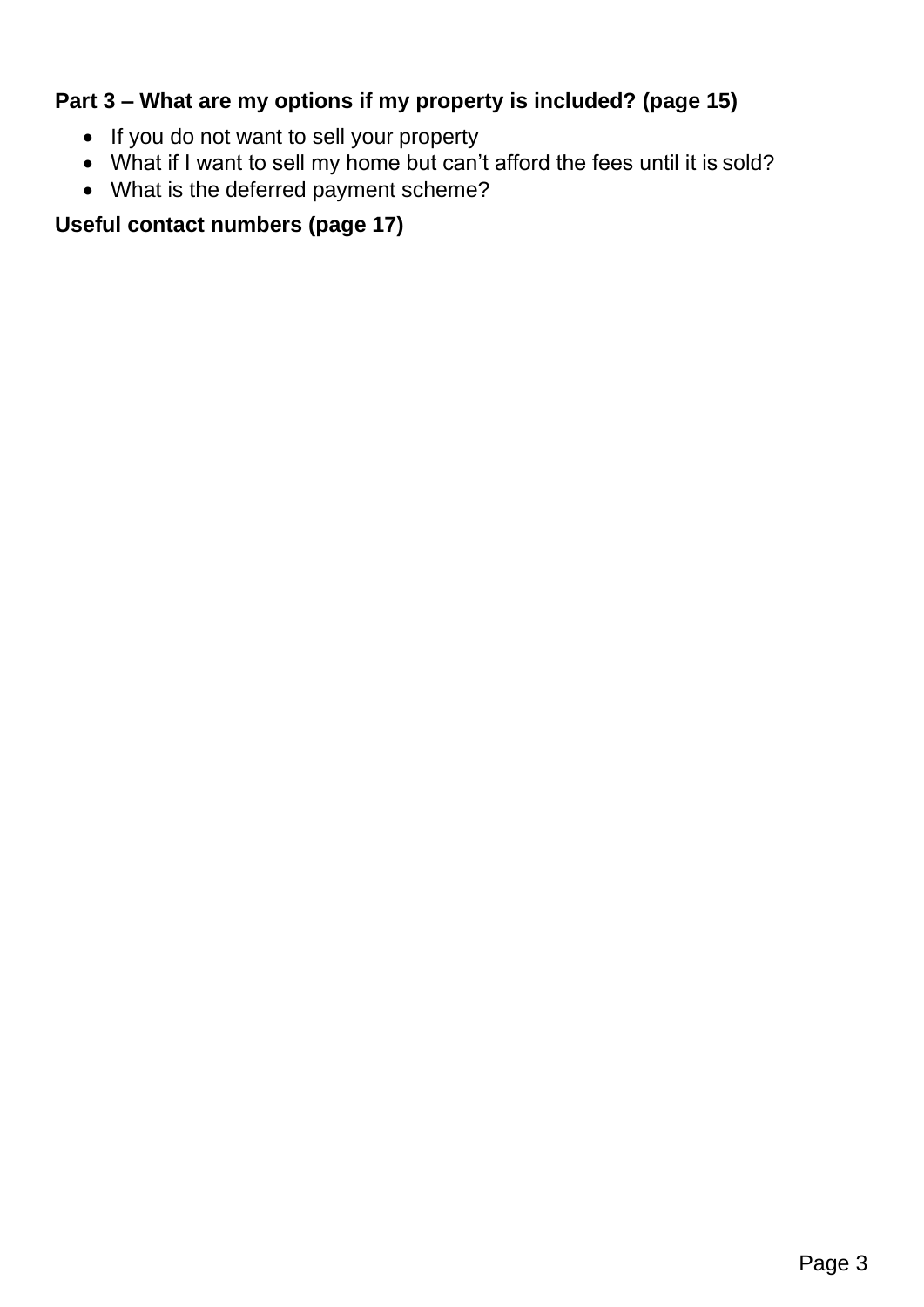**Part 3 – What are my options if my property is included? (page 15)**

- If you do not want to sell your property
- What if I want to sell my home but can't afford the fees until it is sold?
- What is the deferred payment scheme?

**Useful contact numbers (page 17)**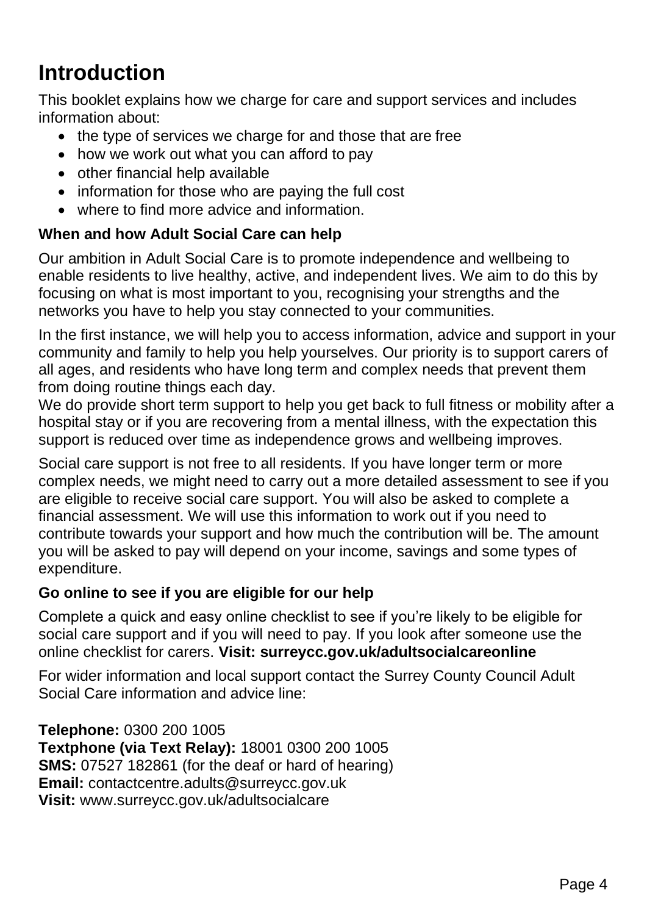# Introduction

This booklet explains how we charge for care and support services and includes information about:

- the type of services we charge for and those that are free
- how we work out what you can afford to pay
- other financial help available
- information for those who are paying the full cost
- where to find more advice and information.

### When and how Adult Social Care can help

Our ambition in Adult Social Care is to promote independence and wellbeing to enable residents to live healthy, active, and independent lives. We aim to do this by focusing on what is most important to you, recognising your strengths and the networks you have to help you stay connected to your communities.

In the first instance, we will help you to access information, advice and support in your community and family to help you help yourselves. Our priority is to support carers of all ages, and residents who have long term and complex needs that prevent them from doing routine things each day.
We do provide short term support to help you get back to full fitness or mobility after a hospital stay or if you are recovering from a mental illness, with the expectation this support is reduced over time as independence grows and wellbeing improves.

Social care support is not free to all residents. If you have longer term or more complex needs, we might need to carry out a more detailed assessment to see if you are eligible to receive social care support. You will also be asked to complete a financial assessment. We will use this information to work out if you need to contribute towards your support and how much the contribution will be. The amount you will be asked to pay will depend on your income, savings and some types of expenditure.

### Go online to see if you are eligible for our help

Complete a quick and easy online checklist to see if you're likely to be eligible for social care support and if you will need to pay. If you look after someone use the online checklist for carers. **Visit: surreycc.gov.uk/adultsocialcareonline**

For wider information and local support contact the Surrey County Council Adult Social Care information and advice line:

**Telephone:** 0300 200 1005
**Textphone (via Text Relay):** 18001 0300 200 1005
**SMS:** 07527 182861 (for the deaf or hard of hearing)
**Email:** contactcentre.adults@surreycc.gov.uk
**Visit:** www.surreycc.gov.uk/adultsocialcare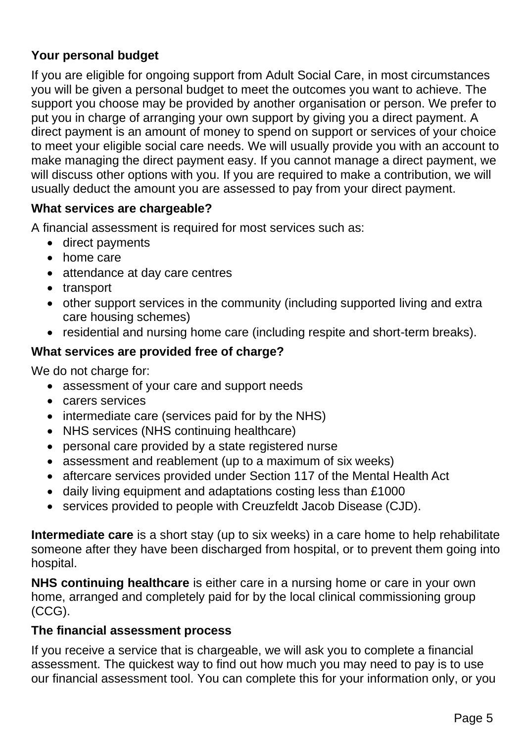### Your personal budget

If you are eligible for ongoing support from Adult Social Care, in most circumstances you will be given a personal budget to meet the outcomes you want to achieve. The support you choose may be provided by another organisation or person. We prefer to put you in charge of arranging your own support by giving you a direct payment. A direct payment is an amount of money to spend on support or services of your choice to meet your eligible social care needs. We will usually provide you with an account to make managing the direct payment easy. If you cannot manage a direct payment, we will discuss other options with you. If you are required to make a contribution, we will usually deduct the amount you are assessed to pay from your direct payment.

### What services are chargeable?

A financial assessment is required for most services such as:

- direct payments
- home care
- attendance at day care centres
- transport
- other support services in the community (including supported living and extra care housing schemes)
- residential and nursing home care (including respite and short-term breaks).

### What services are provided free of charge?

We do not charge for:

- assessment of your care and support needs
- carers services
- intermediate care (services paid for by the NHS)
- NHS services (NHS continuing healthcare)
- personal care provided by a state registered nurse
- assessment and reablement (up to a maximum of six weeks)
- aftercare services provided under Section 117 of the Mental Health Act
- daily living equipment and adaptations costing less than £1000
- services provided to people with Creuzfeldt Jacob Disease (CJD).

**Intermediate care** is a short stay (up to six weeks) in a care home to help rehabilitate someone after they have been discharged from hospital, or to prevent them going into hospital.

**NHS continuing healthcare** is either care in a nursing home or care in your own home, arranged and completely paid for by the local clinical commissioning group (CCG).

### The financial assessment process

If you receive a service that is chargeable, we will ask you to complete a financial assessment. The quickest way to find out how much you may need to pay is to use our financial assessment tool. You can complete this for your information only, or you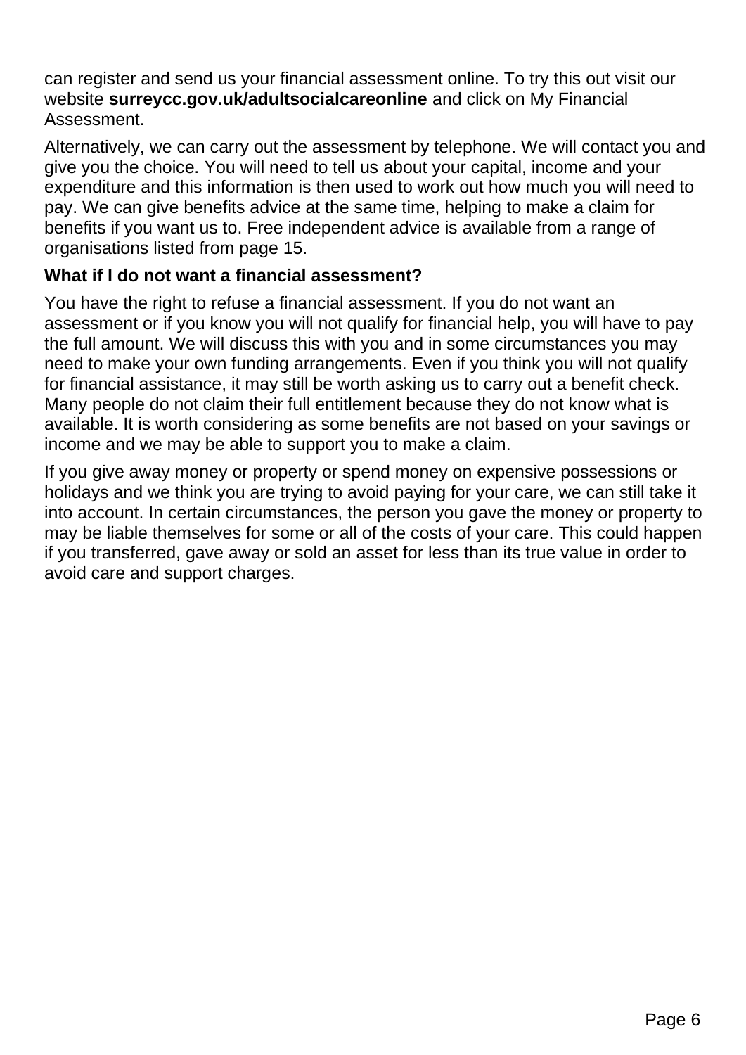can register and send us your financial assessment online. To try this out visit our website **surreycc.gov.uk/adultsocialcareonline** and click on My Financial Assessment.

Alternatively, we can carry out the assessment by telephone. We will contact you and give you the choice. You will need to tell us about your capital, income and your expenditure and this information is then used to work out how much you will need to pay. We can give benefits advice at the same time, helping to make a claim for benefits if you want us to. Free independent advice is available from a range of organisations listed from page 15.

**What if I do not want a financial assessment?**

You have the right to refuse a financial assessment. If you do not want an assessment or if you know you will not qualify for financial help, you will have to pay the full amount. We will discuss this with you and in some circumstances you may need to make your own funding arrangements. Even if you think you will not qualify for financial assistance, it may still be worth asking us to carry out a benefit check. Many people do not claim their full entitlement because they do not know what is available. It is worth considering as some benefits are not based on your savings or income and we may be able to support you to make a claim.

If you give away money or property or spend money on expensive possessions or holidays and we think you are trying to avoid paying for your care, we can still take it into account. In certain circumstances, the person you gave the money or property to may be liable themselves for some or all of the costs of your care. This could happen if you transferred, gave away or sold an asset for less than its true value in order to avoid care and support charges.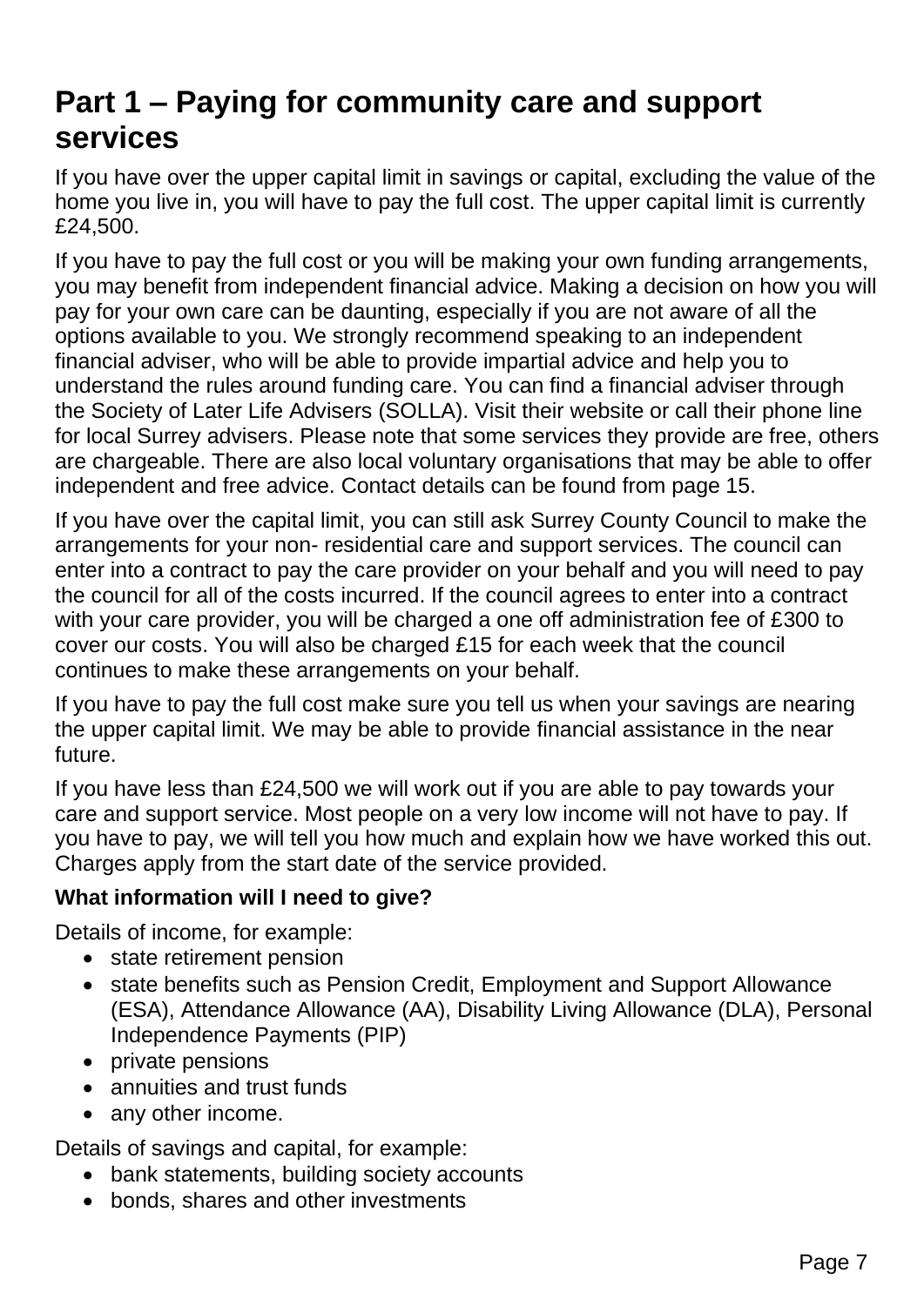# Part 1 – Paying for community care and support services

If you have over the upper capital limit in savings or capital, excluding the value of the home you live in, you will have to pay the full cost. The upper capital limit is currently £24,500.

If you have to pay the full cost or you will be making your own funding arrangements, you may benefit from independent financial advice. Making a decision on how you will pay for your own care can be daunting, especially if you are not aware of all the options available to you. We strongly recommend speaking to an independent financial adviser, who will be able to provide impartial advice and help you to understand the rules around funding care. You can find a financial adviser through the Society of Later Life Advisers (SOLLA). Visit their website or call their phone line for local Surrey advisers. Please note that some services they provide are free, others are chargeable. There are also local voluntary organisations that may be able to offer independent and free advice. Contact details can be found from page 15.

If you have over the capital limit, you can still ask Surrey County Council to make the arrangements for your non- residential care and support services. The council can enter into a contract to pay the care provider on your behalf and you will need to pay the council for all of the costs incurred. If the council agrees to enter into a contract with your care provider, you will be charged a one off administration fee of £300 to cover our costs. You will also be charged £15 for each week that the council continues to make these arrangements on your behalf.

If you have to pay the full cost make sure you tell us when your savings are nearing the upper capital limit. We may be able to provide financial assistance in the near future.

If you have less than £24,500 we will work out if you are able to pay towards your care and support service. Most people on a very low income will not have to pay. If you have to pay, we will tell you how much and explain how we have worked this out. Charges apply from the start date of the service provided.

**What information will I need to give?**

Details of income, for example:

- state retirement pension
- state benefits such as Pension Credit, Employment and Support Allowance (ESA), Attendance Allowance (AA), Disability Living Allowance (DLA), Personal Independence Payments (PIP)
- private pensions
- annuities and trust funds
- any other income.

Details of savings and capital, for example:

- bank statements, building society accounts
- bonds, shares and other investments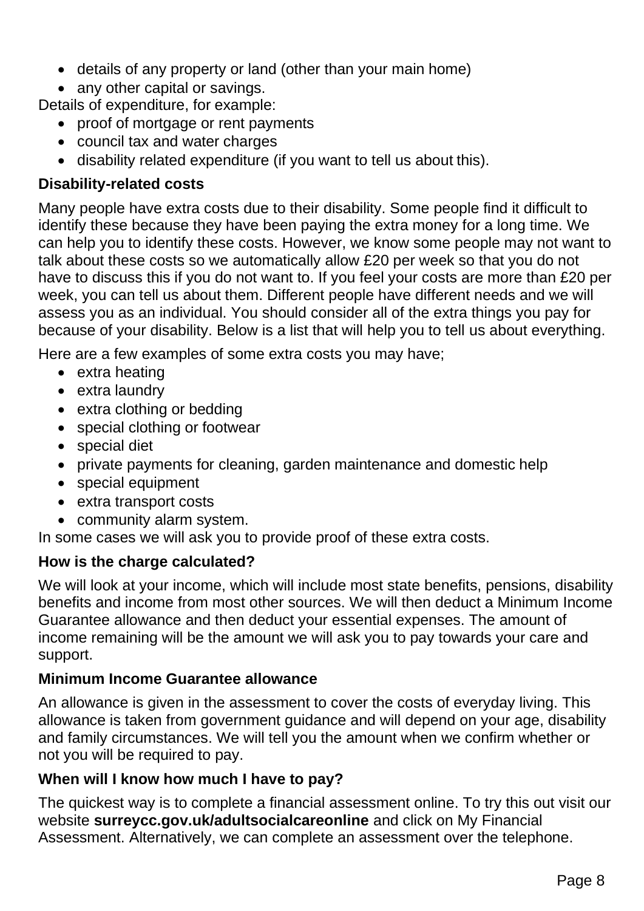- details of any property or land (other than your main home)
- any other capital or savings.

Details of expenditure, for example:

- proof of mortgage or rent payments
- council tax and water charges
- disability related expenditure (if you want to tell us about this).

### Disability-related costs

Many people have extra costs due to their disability. Some people find it difficult to identify these because they have been paying the extra money for a long time. We can help you to identify these costs. However, we know some people may not want to talk about these costs so we automatically allow £20 per week so that you do not have to discuss this if you do not want to. If you feel your costs are more than £20 per week, you can tell us about them. Different people have different needs and we will assess you as an individual. You should consider all of the extra things you pay for because of your disability. Below is a list that will help you to tell us about everything.

Here are a few examples of some extra costs you may have;

- extra heating
- extra laundry
- extra clothing or bedding
- special clothing or footwear
- special diet
- private payments for cleaning, garden maintenance and domestic help
- special equipment
- extra transport costs
- community alarm system.

In some cases we will ask you to provide proof of these extra costs.

### How is the charge calculated?

We will look at your income, which will include most state benefits, pensions, disability benefits and income from most other sources. We will then deduct a Minimum Income Guarantee allowance and then deduct your essential expenses. The amount of income remaining will be the amount we will ask you to pay towards your care and support.

### Minimum Income Guarantee allowance

An allowance is given in the assessment to cover the costs of everyday living. This allowance is taken from government guidance and will depend on your age, disability and family circumstances. We will tell you the amount when we confirm whether or not you will be required to pay.

### When will I know how much I have to pay?

The quickest way is to complete a financial assessment online. To try this out visit our website **surreycc.gov.uk/adultsocialcareonline** and click on My Financial Assessment. Alternatively, we can complete an assessment over the telephone.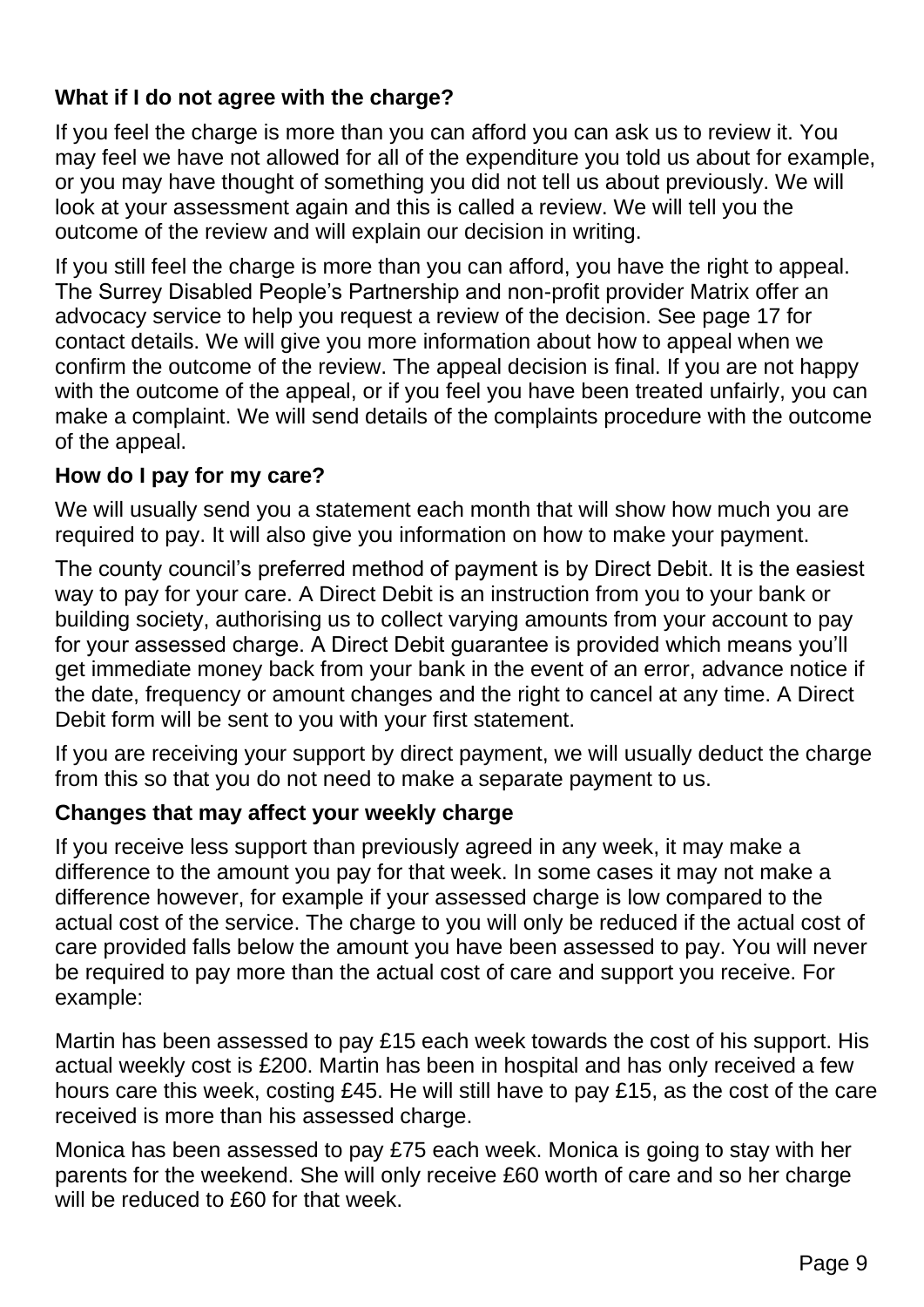### What if I do not agree with the charge?

If you feel the charge is more than you can afford you can ask us to review it. You may feel we have not allowed for all of the expenditure you told us about for example, or you may have thought of something you did not tell us about previously. We will look at your assessment again and this is called a review. We will tell you the outcome of the review and will explain our decision in writing.

If you still feel the charge is more than you can afford, you have the right to appeal. The Surrey Disabled People's Partnership and non-profit provider Matrix offer an advocacy service to help you request a review of the decision. See page 17 for contact details. We will give you more information about how to appeal when we confirm the outcome of the review. The appeal decision is final. If you are not happy with the outcome of the appeal, or if you feel you have been treated unfairly, you can make a complaint. We will send details of the complaints procedure with the outcome of the appeal.

### How do I pay for my care?

We will usually send you a statement each month that will show how much you are required to pay. It will also give you information on how to make your payment.

The county council's preferred method of payment is by Direct Debit. It is the easiest way to pay for your care. A Direct Debit is an instruction from you to your bank or building society, authorising us to collect varying amounts from your account to pay for your assessed charge. A Direct Debit guarantee is provided which means you'll get immediate money back from your bank in the event of an error, advance notice if the date, frequency or amount changes and the right to cancel at any time. A Direct Debit form will be sent to you with your first statement.

If you are receiving your support by direct payment, we will usually deduct the charge from this so that you do not need to make a separate payment to us.

### Changes that may affect your weekly charge

If you receive less support than previously agreed in any week, it may make a difference to the amount you pay for that week. In some cases it may not make a difference however, for example if your assessed charge is low compared to the actual cost of the service. The charge to you will only be reduced if the actual cost of care provided falls below the amount you have been assessed to pay. You will never be required to pay more than the actual cost of care and support you receive. For example:

Martin has been assessed to pay £15 each week towards the cost of his support. His actual weekly cost is £200. Martin has been in hospital and has only received a few hours care this week, costing £45. He will still have to pay £15, as the cost of the care received is more than his assessed charge.

Monica has been assessed to pay £75 each week. Monica is going to stay with her parents for the weekend. She will only receive £60 worth of care and so her charge will be reduced to £60 for that week.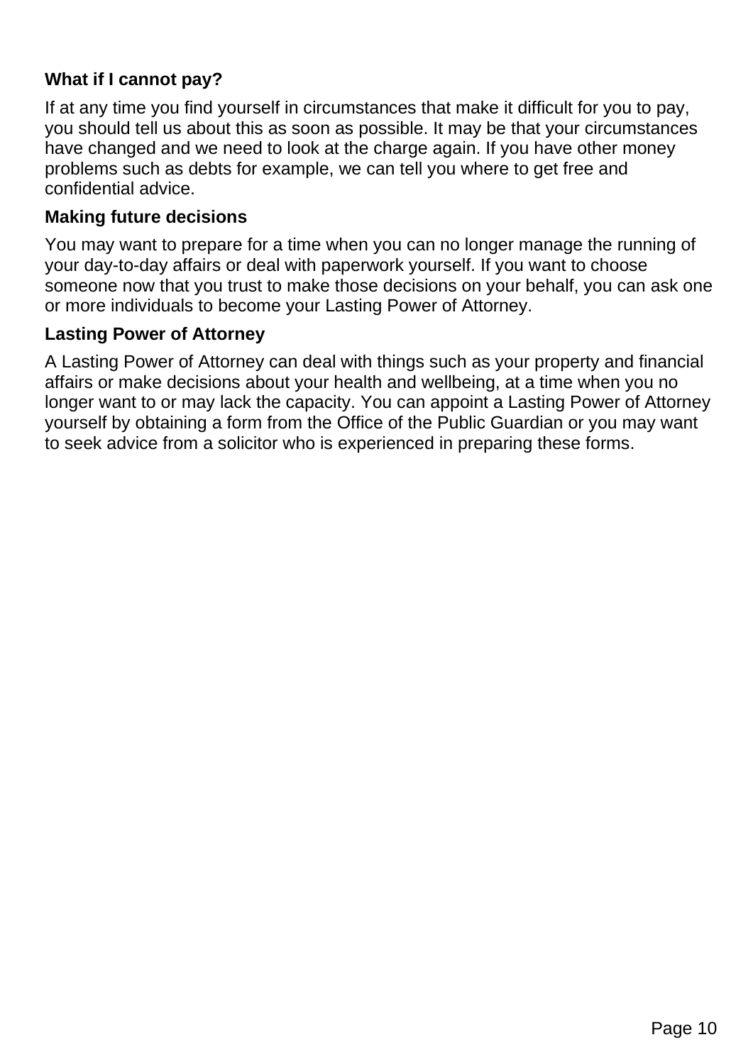### What if I cannot pay?

If at any time you find yourself in circumstances that make it difficult for you to pay, you should tell us about this as soon as possible. It may be that your circumstances have changed and we need to look at the charge again. If you have other money problems such as debts for example, we can tell you where to get free and confidential advice.

### Making future decisions

You may want to prepare for a time when you can no longer manage the running of your day-to-day affairs or deal with paperwork yourself. If you want to choose someone now that you trust to make those decisions on your behalf, you can ask one or more individuals to become your Lasting Power of Attorney.

### Lasting Power of Attorney

A Lasting Power of Attorney can deal with things such as your property and financial affairs or make decisions about your health and wellbeing, at a time when you no longer want to or may lack the capacity. You can appoint a Lasting Power of Attorney yourself by obtaining a form from the Office of the Public Guardian or you may want to seek advice from a solicitor who is experienced in preparing these forms.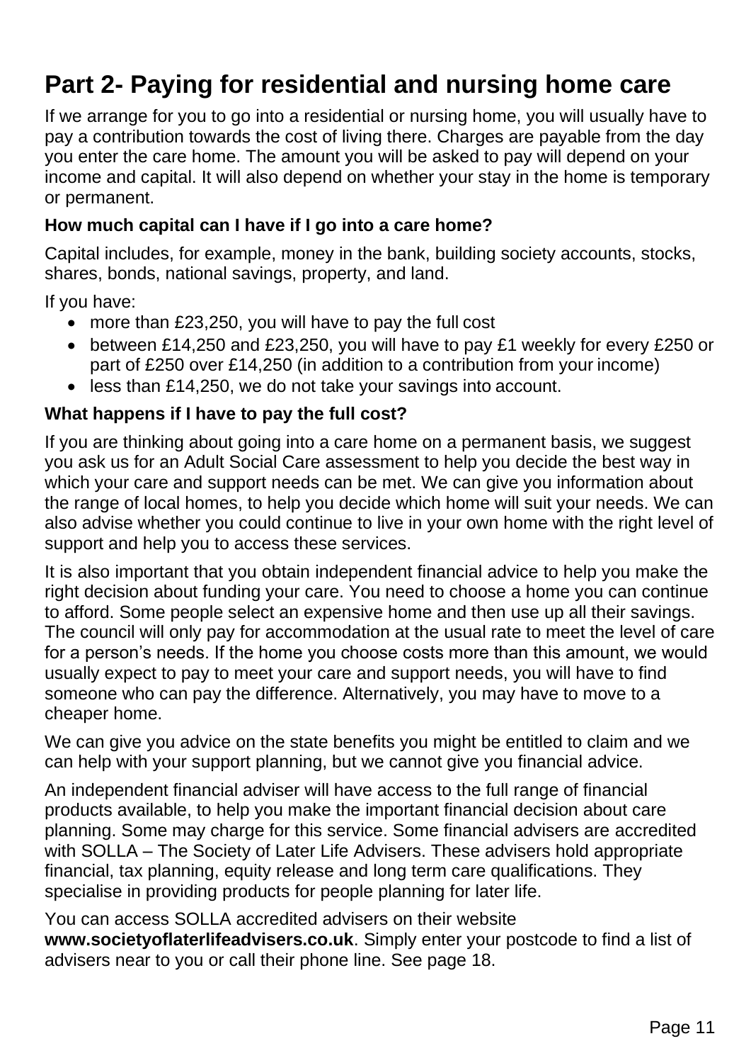# Part 2- Paying for residential and nursing home care

If we arrange for you to go into a residential or nursing home, you will usually have to pay a contribution towards the cost of living there. Charges are payable from the day you enter the care home. The amount you will be asked to pay will depend on your income and capital. It will also depend on whether your stay in the home is temporary or permanent.

### How much capital can I have if I go into a care home?

Capital includes, for example, money in the bank, building society accounts, stocks, shares, bonds, national savings, property, and land.

If you have:

- more than £23,250, you will have to pay the full cost
- between £14,250 and £23,250, you will have to pay £1 weekly for every £250 or part of £250 over £14,250 (in addition to a contribution from your income)
- less than £14,250, we do not take your savings into account.

### What happens if I have to pay the full cost?

If you are thinking about going into a care home on a permanent basis, we suggest you ask us for an Adult Social Care assessment to help you decide the best way in which your care and support needs can be met. We can give you information about the range of local homes, to help you decide which home will suit your needs. We can also advise whether you could continue to live in your own home with the right level of support and help you to access these services.

It is also important that you obtain independent financial advice to help you make the right decision about funding your care. You need to choose a home you can continue to afford. Some people select an expensive home and then use up all their savings. The council will only pay for accommodation at the usual rate to meet the level of care for a person's needs. If the home you choose costs more than this amount, we would usually expect to pay to meet your care and support needs, you will have to find someone who can pay the difference. Alternatively, you may have to move to a cheaper home.

We can give you advice on the state benefits you might be entitled to claim and we can help with your support planning, but we cannot give you financial advice.

An independent financial adviser will have access to the full range of financial products available, to help you make the important financial decision about care planning. Some may charge for this service. Some financial advisers are accredited with SOLLA – The Society of Later Life Advisers. These advisers hold appropriate financial, tax planning, equity release and long term care qualifications. They specialise in providing products for people planning for later life.

You can access SOLLA accredited advisers on their website **www.societyoflaterlifeadvisers.co.uk**. Simply enter your postcode to find a list of advisers near to you or call their phone line. See page 18.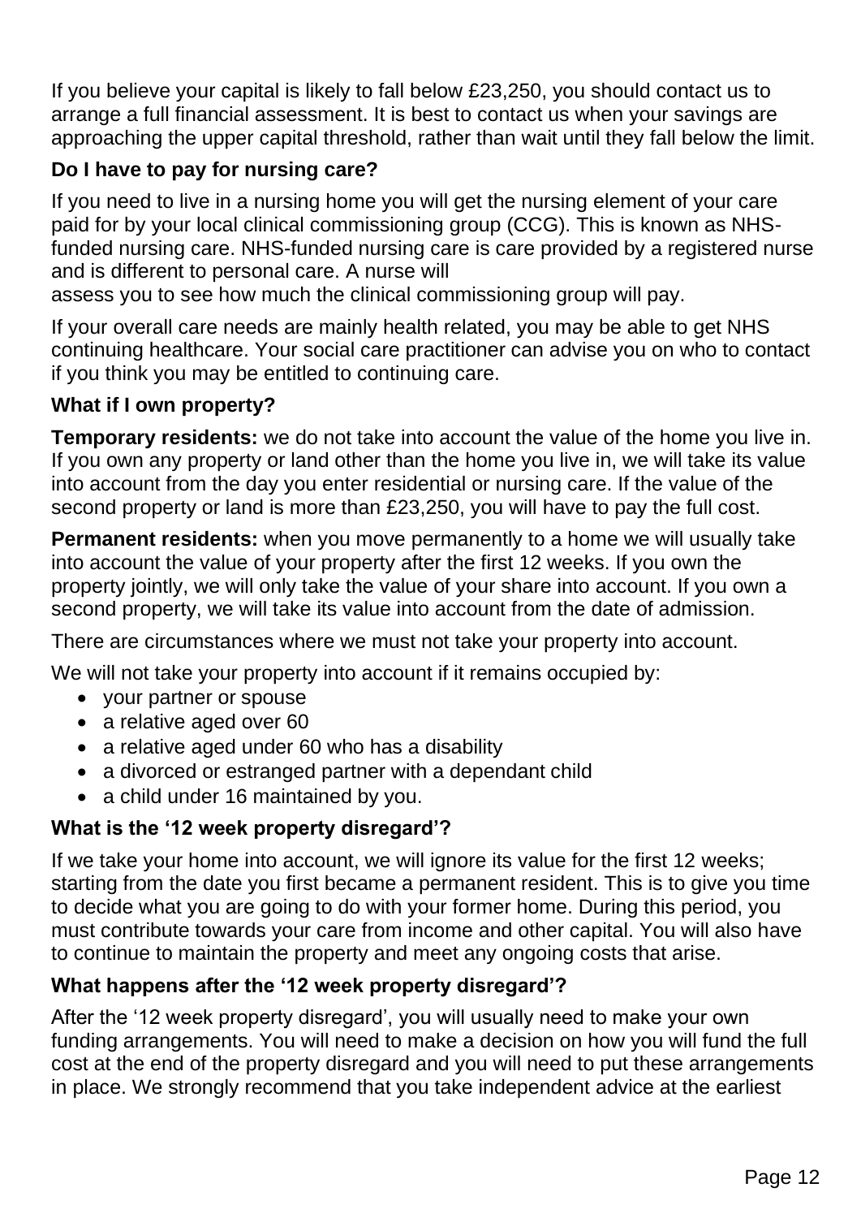If you believe your capital is likely to fall below £23,250, you should contact us to arrange a full financial assessment. It is best to contact us when your savings are approaching the upper capital threshold, rather than wait until they fall below the limit.

### Do I have to pay for nursing care?

If you need to live in a nursing home you will get the nursing element of your care paid for by your local clinical commissioning group (CCG). This is known as NHS-funded nursing care. NHS-funded nursing care is care provided by a registered nurse and is different to personal care. A nurse will
assess you to see how much the clinical commissioning group will pay.

If your overall care needs are mainly health related, you may be able to get NHS continuing healthcare. Your social care practitioner can advise you on who to contact if you think you may be entitled to continuing care.

### What if I own property?

**Temporary residents:** we do not take into account the value of the home you live in. If you own any property or land other than the home you live in, we will take its value into account from the day you enter residential or nursing care. If the value of the second property or land is more than £23,250, you will have to pay the full cost.

**Permanent residents:** when you move permanently to a home we will usually take into account the value of your property after the first 12 weeks. If you own the property jointly, we will only take the value of your share into account. If you own a second property, we will take its value into account from the date of admission.

There are circumstances where we must not take your property into account.

We will not take your property into account if it remains occupied by:

- your partner or spouse
- a relative aged over 60
- a relative aged under 60 who has a disability
- a divorced or estranged partner with a dependant child
- a child under 16 maintained by you.

### What is the '12 week property disregard'?

If we take your home into account, we will ignore its value for the first 12 weeks; starting from the date you first became a permanent resident. This is to give you time to decide what you are going to do with your former home. During this period, you must contribute towards your care from income and other capital. You will also have to continue to maintain the property and meet any ongoing costs that arise.

### What happens after the '12 week property disregard'?

After the '12 week property disregard', you will usually need to make your own funding arrangements. You will need to make a decision on how you will fund the full cost at the end of the property disregard and you will need to put these arrangements in place. We strongly recommend that you take independent advice at the earliest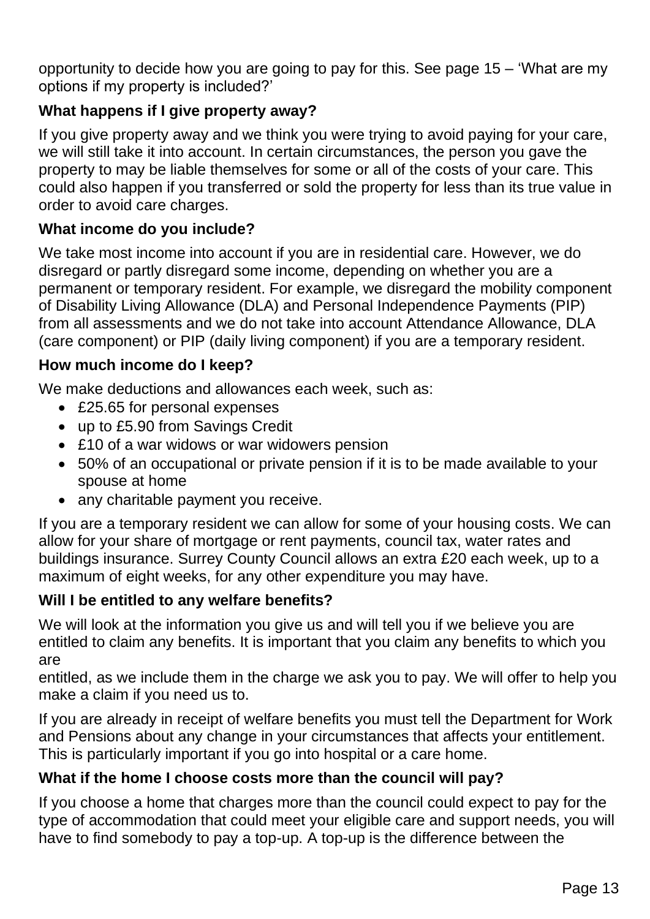opportunity to decide how you are going to pay for this. See page 15 – 'What are my options if my property is included?'

### What happens if I give property away?

If you give property away and we think you were trying to avoid paying for your care, we will still take it into account. In certain circumstances, the person you gave the property to may be liable themselves for some or all of the costs of your care. This could also happen if you transferred or sold the property for less than its true value in order to avoid care charges.

### What income do you include?

We take most income into account if you are in residential care. However, we do disregard or partly disregard some income, depending on whether you are a permanent or temporary resident. For example, we disregard the mobility component of Disability Living Allowance (DLA) and Personal Independence Payments (PIP) from all assessments and we do not take into account Attendance Allowance, DLA (care component) or PIP (daily living component) if you are a temporary resident.

### How much income do I keep?

We make deductions and allowances each week, such as:

- £25.65 for personal expenses
- up to £5.90 from Savings Credit
- £10 of a war widows or war widowers pension
- 50% of an occupational or private pension if it is to be made available to your spouse at home
- any charitable payment you receive.

If you are a temporary resident we can allow for some of your housing costs. We can allow for your share of mortgage or rent payments, council tax, water rates and buildings insurance. Surrey County Council allows an extra £20 each week, up to a maximum of eight weeks, for any other expenditure you may have.

### Will I be entitled to any welfare benefits?

We will look at the information you give us and will tell you if we believe you are entitled to claim any benefits. It is important that you claim any benefits to which you are entitled, as we include them in the charge we ask you to pay. We will offer to help you make a claim if you need us to.

If you are already in receipt of welfare benefits you must tell the Department for Work and Pensions about any change in your circumstances that affects your entitlement. This is particularly important if you go into hospital or a care home.

### What if the home I choose costs more than the council will pay?

If you choose a home that charges more than the council could expect to pay for the type of accommodation that could meet your eligible care and support needs, you will have to find somebody to pay a top-up. A top-up is the difference between the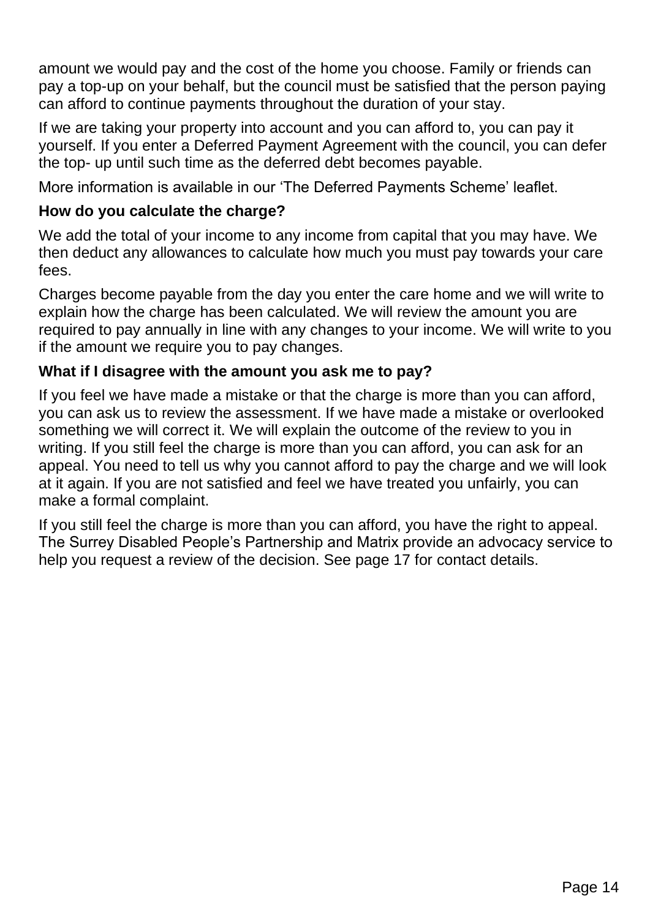amount we would pay and the cost of the home you choose. Family or friends can pay a top-up on your behalf, but the council must be satisfied that the person paying can afford to continue payments throughout the duration of your stay.

If we are taking your property into account and you can afford to, you can pay it yourself. If you enter a Deferred Payment Agreement with the council, you can defer the top- up until such time as the deferred debt becomes payable.

More information is available in our 'The Deferred Payments Scheme' leaflet.

### How do you calculate the charge?

We add the total of your income to any income from capital that you may have. We then deduct any allowances to calculate how much you must pay towards your care fees.

Charges become payable from the day you enter the care home and we will write to explain how the charge has been calculated. We will review the amount you are required to pay annually in line with any changes to your income. We will write to you if the amount we require you to pay changes.

### What if I disagree with the amount you ask me to pay?

If you feel we have made a mistake or that the charge is more than you can afford, you can ask us to review the assessment. If we have made a mistake or overlooked something we will correct it. We will explain the outcome of the review to you in writing. If you still feel the charge is more than you can afford, you can ask for an appeal. You need to tell us why you cannot afford to pay the charge and we will look at it again. If you are not satisfied and feel we have treated you unfairly, you can make a formal complaint.

If you still feel the charge is more than you can afford, you have the right to appeal. The Surrey Disabled People's Partnership and Matrix provide an advocacy service to help you request a review of the decision. See page 17 for contact details.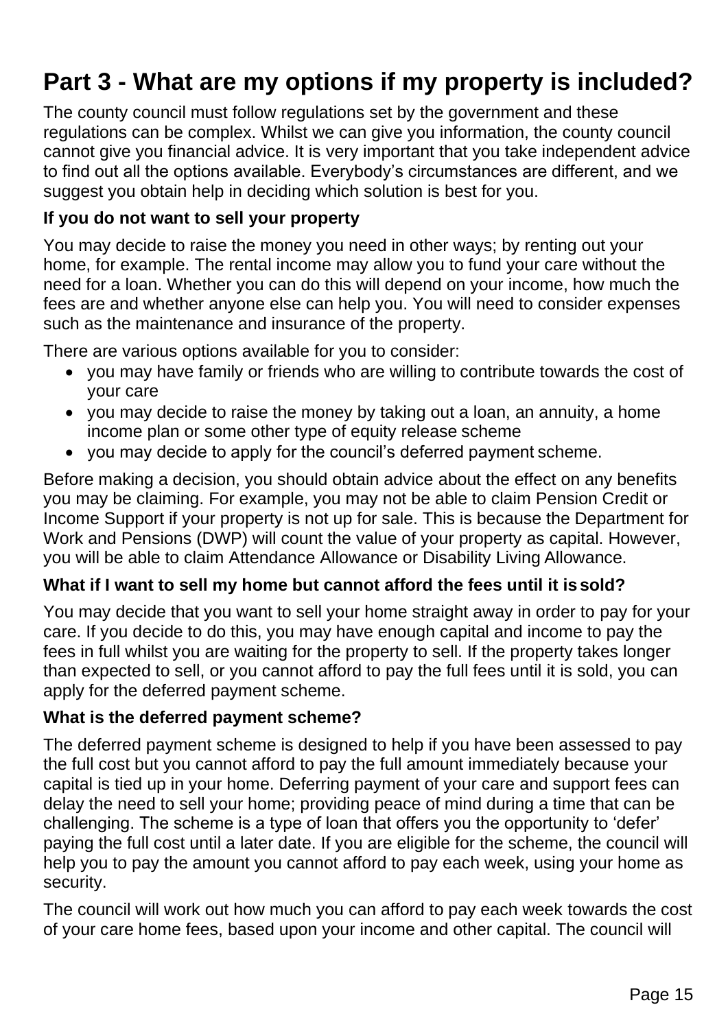# Part 3 - What are my options if my property is included?

The county council must follow regulations set by the government and these regulations can be complex. Whilst we can give you information, the county council cannot give you financial advice. It is very important that you take independent advice to find out all the options available. Everybody's circumstances are different, and we suggest you obtain help in deciding which solution is best for you.

### If you do not want to sell your property

You may decide to raise the money you need in other ways; by renting out your home, for example. The rental income may allow you to fund your care without the need for a loan. Whether you can do this will depend on your income, how much the fees are and whether anyone else can help you. You will need to consider expenses such as the maintenance and insurance of the property.

There are various options available for you to consider:

- you may have family or friends who are willing to contribute towards the cost of your care
- you may decide to raise the money by taking out a loan, an annuity, a home income plan or some other type of equity release scheme
- you may decide to apply for the council's deferred payment scheme.

Before making a decision, you should obtain advice about the effect on any benefits you may be claiming. For example, you may not be able to claim Pension Credit or Income Support if your property is not up for sale. This is because the Department for Work and Pensions (DWP) will count the value of your property as capital. However, you will be able to claim Attendance Allowance or Disability Living Allowance.

### What if I want to sell my home but cannot afford the fees until it is sold?

You may decide that you want to sell your home straight away in order to pay for your care. If you decide to do this, you may have enough capital and income to pay the fees in full whilst you are waiting for the property to sell. If the property takes longer than expected to sell, or you cannot afford to pay the full fees until it is sold, you can apply for the deferred payment scheme.

### What is the deferred payment scheme?

The deferred payment scheme is designed to help if you have been assessed to pay the full cost but you cannot afford to pay the full amount immediately because your capital is tied up in your home. Deferring payment of your care and support fees can delay the need to sell your home; providing peace of mind during a time that can be challenging. The scheme is a type of loan that offers you the opportunity to 'defer' paying the full cost until a later date. If you are eligible for the scheme, the council will help you to pay the amount you cannot afford to pay each week, using your home as security.

The council will work out how much you can afford to pay each week towards the cost of your care home fees, based upon your income and other capital. The council will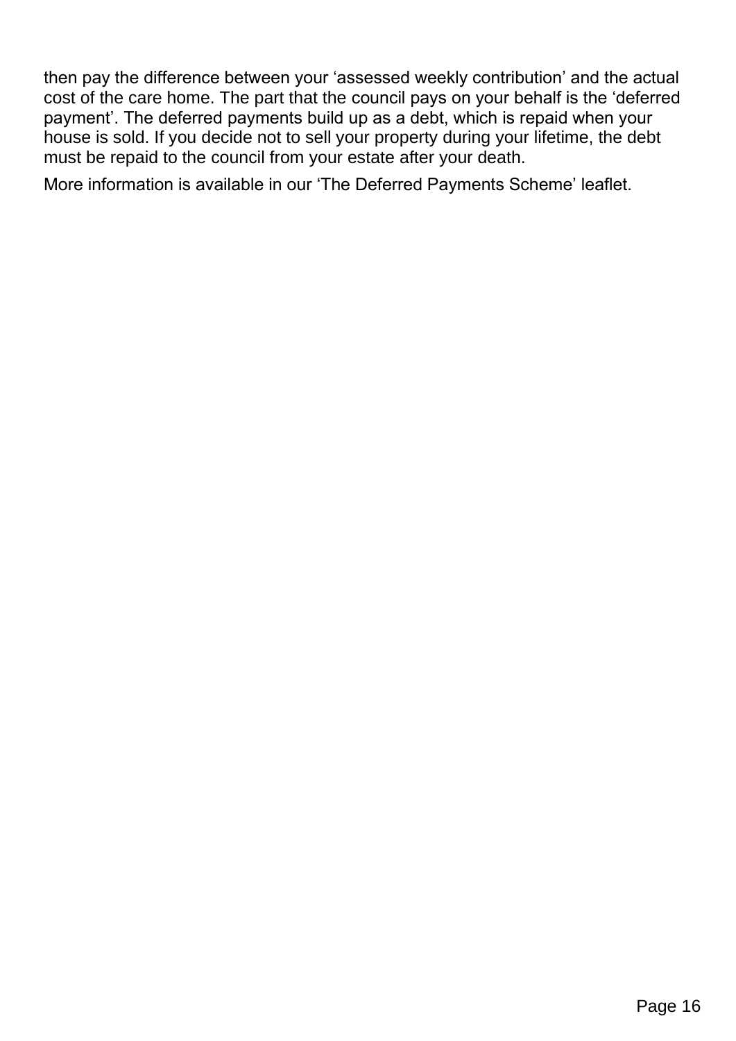then pay the difference between your ‘assessed weekly contribution’ and the actual cost of the care home. The part that the council pays on your behalf is the ‘deferred payment’. The deferred payments build up as a debt, which is repaid when your house is sold. If you decide not to sell your property during your lifetime, the debt must be repaid to the council from your estate after your death.

More information is available in our ‘The Deferred Payments Scheme’ leaflet.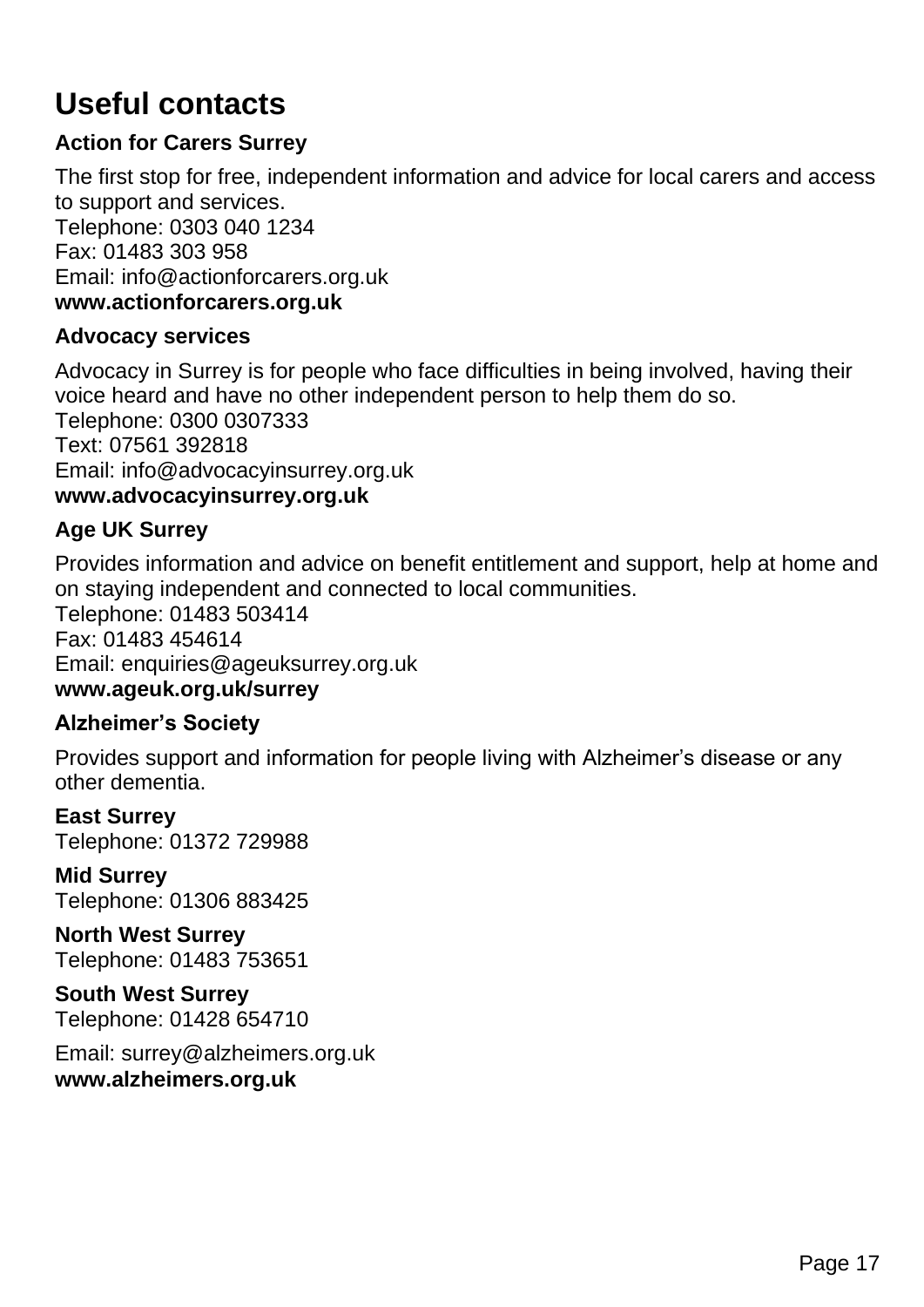# Useful contacts

### Action for Carers Surrey

The first stop for free, independent information and advice for local carers and access to support and services.
Telephone: 0303 040 1234
Fax: 01483 303 958
Email: info@actionforcarers.org.uk
**www.actionforcarers.org.uk**

### Advocacy services

Advocacy in Surrey is for people who face difficulties in being involved, having their voice heard and have no other independent person to help them do so.
Telephone: 0300 0307333
Text: 07561 392818
Email: info@advocacyinsurrey.org.uk
**www.advocacyinsurrey.org.uk**

### Age UK Surrey

Provides information and advice on benefit entitlement and support, help at home and on staying independent and connected to local communities.
Telephone: 01483 503414
Fax: 01483 454614
Email: enquiries@ageuksurrey.org.uk
**www.ageuk.org.uk/surrey**

### Alzheimer's Society

Provides support and information for people living with Alzheimer's disease or any other dementia.

**East Surrey**
Telephone: 01372 729988

**Mid Surrey**
Telephone: 01306 883425

**North West Surrey**
Telephone: 01483 753651

**South West Surrey**
Telephone: 01428 654710

Email: surrey@alzheimers.org.uk
**www.alzheimers.org.uk**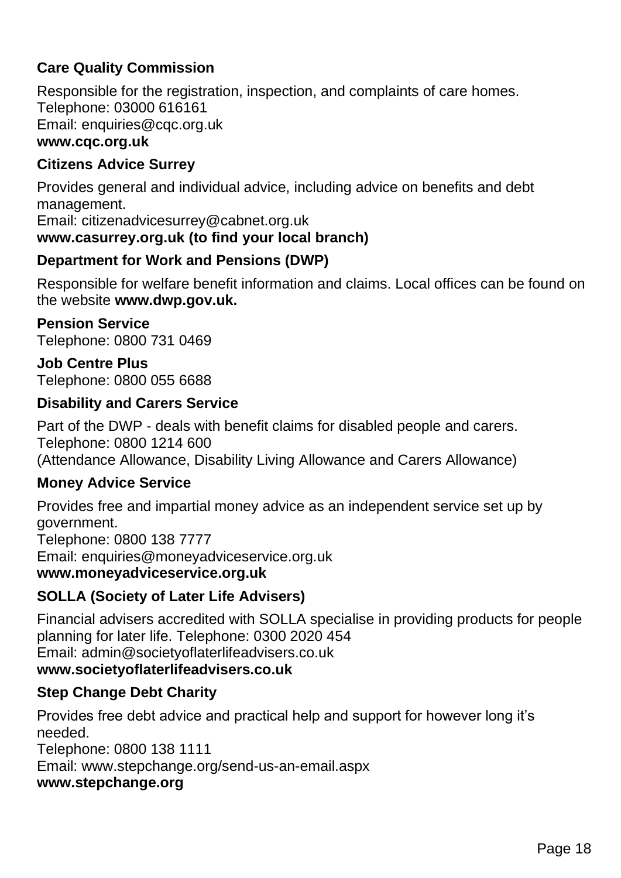### Care Quality Commission

Responsible for the registration, inspection, and complaints of care homes.
Telephone: 03000 616161
Email: enquiries@cqc.org.uk
**www.cqc.org.uk**

### Citizens Advice Surrey

Provides general and individual advice, including advice on benefits and debt management.
Email: citizenadvicesurrey@cabnet.org.uk
**www.casurrey.org.uk (to find your local branch)**

### Department for Work and Pensions (DWP)

Responsible for welfare benefit information and claims. Local offices can be found on the website **www.dwp.gov.uk.**

**Pension Service**
Telephone: 0800 731 0469

**Job Centre Plus**
Telephone: 0800 055 6688

### Disability and Carers Service

Part of the DWP - deals with benefit claims for disabled people and carers.
Telephone: 0800 1214 600
(Attendance Allowance, Disability Living Allowance and Carers Allowance)

### Money Advice Service

Provides free and impartial money advice as an independent service set up by government.
Telephone: 0800 138 7777
Email: enquiries@moneyadviceservice.org.uk
**www.moneyadviceservice.org.uk**

### SOLLA (Society of Later Life Advisers)

Financial advisers accredited with SOLLA specialise in providing products for people planning for later life. Telephone: 0300 2020 454
Email: admin@societyoflaterlifeadvisers.co.uk
**www.societyoflaterlifeadvisers.co.uk**

### Step Change Debt Charity

Provides free debt advice and practical help and support for however long it's needed.
Telephone: 0800 138 1111
Email: www.stepchange.org/send-us-an-email.aspx
**www.stepchange.org**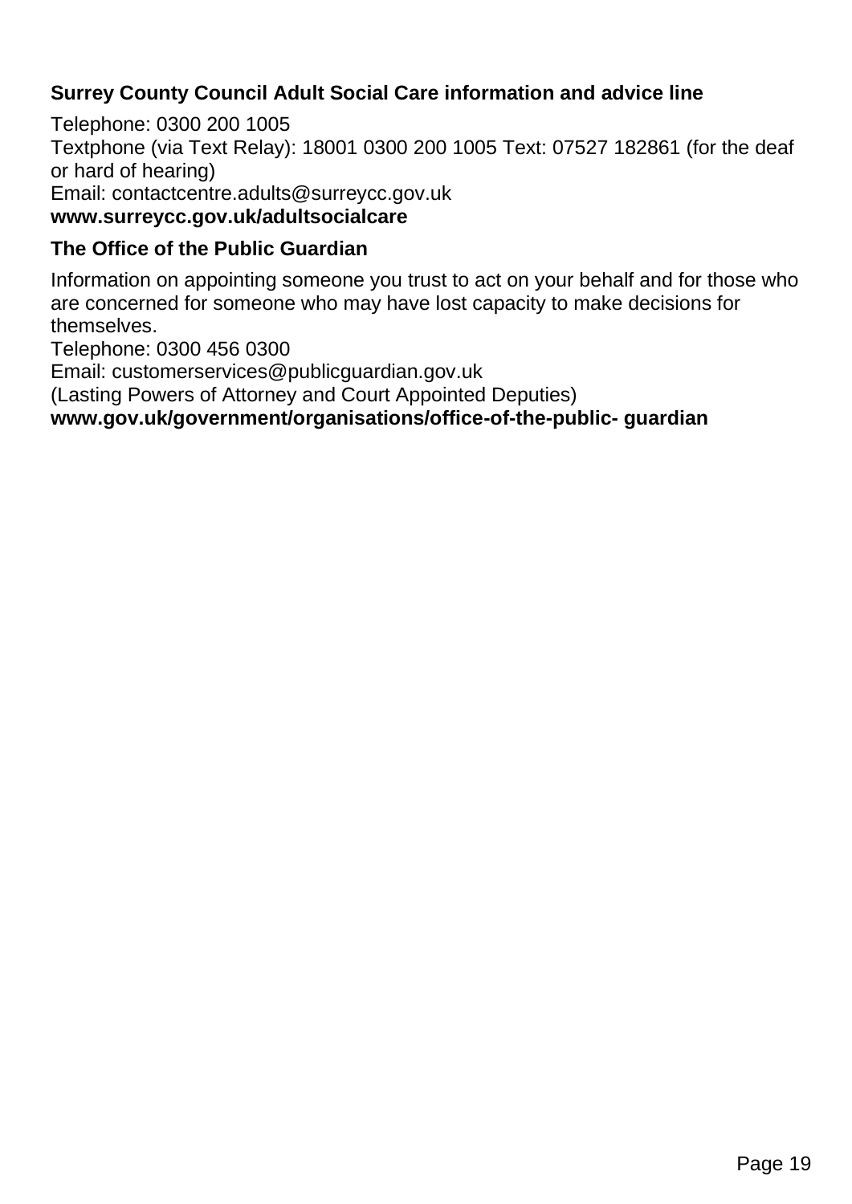**Surrey County Council Adult Social Care information and advice line**

Telephone: 0300 200 1005
Textphone (via Text Relay): 18001 0300 200 1005 Text: 07527 182861 (for the deaf or hard of hearing)
Email: contactcentre.adults@surreycc.gov.uk
**www.surreycc.gov.uk/adultsocialcare**

**The Office of the Public Guardian**

Information on appointing someone you trust to act on your behalf and for those who are concerned for someone who may have lost capacity to make decisions for themselves.
Telephone: 0300 456 0300
Email: customerservices@publicguardian.gov.uk
(Lasting Powers of Attorney and Court Appointed Deputies)
**www.gov.uk/government/organisations/office-of-the-public- guardian**